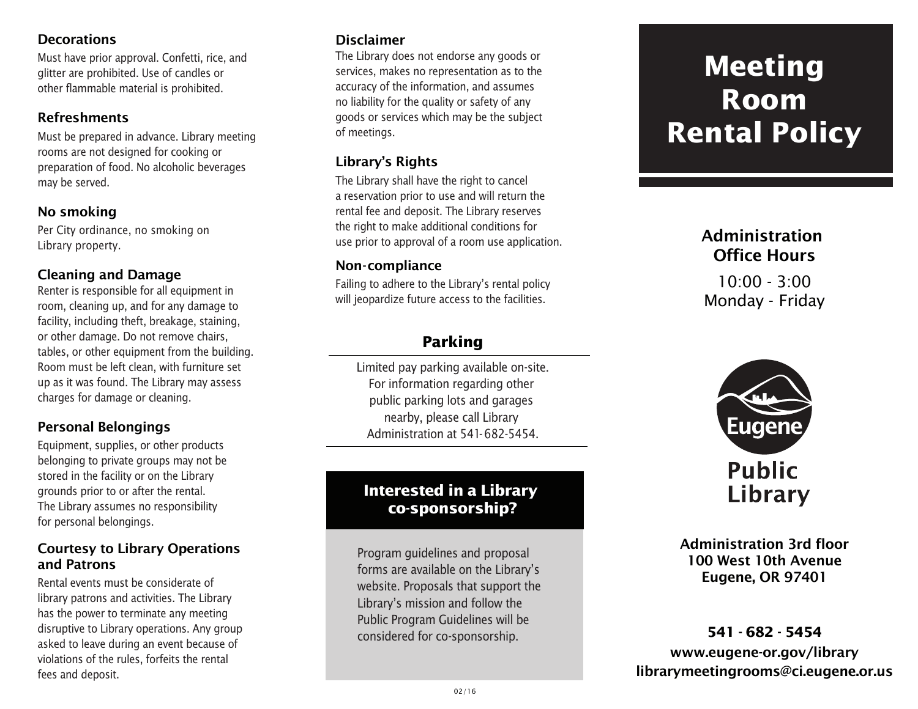### Decorations

Must have prior approval. Confetti, rice, and glitter are prohibited. Use of candles or other flammable material is prohibited.

### Refreshments

Must be prepared in advance. Library meeting rooms are not designed for cooking or preparation of food. No alcoholic beverages may be served.

### No smoking

Per City ordinance, no smoking on Library property.

### Cleaning and Damage

Renter is responsible for all equipment in room, cleaning up, and for any damage to facility, including theft, breakage, staining, or other damage. Do not remove chairs, tables, or other equipment from the building. Room must be left clean, with furniture set up as it was found. The Library may assess charges for damage or cleaning.

### Personal Belongings

Equipment, supplies, or other products belonging to private groups may not be stored in the facility or on the Library grounds prior to or after the rental. The Library assumes no responsibility for personal belongings.

### Courtesy to Library Operations and Patrons

Rental events must be considerate of library patrons and activities. The Library has the power to terminate any meeting disruptive to Library operations. Any group asked to leave during an event because of violations of the rules, forfeits the rental fees and deposit.

### Disclaimer

The Library does not endorse any goods or services, makes no representation as to the accuracy of the information, and assumes no liability for the quality or safety of any goods or services which may be the subject of meetings.

### Library's Rights

The Library shall have the right to cancel a reservation prior to use and will return the rental fee and deposit. The Library reserves the right to make additional conditions for use prior to approval of a room use application.

### Non-compliance

Failing to adhere to the Library's rental policy will jeopardize future access to the facilities.

## Parking

Limited pay parking available on-site. For information regarding other public parking lots and garages nearby, please call Library Administration at 541-682-5454.

## Interested in a Library co-sponsorship?

Program guidelines and proposal forms are available on the Library's website. Proposals that support the Library's mission and follow the Public Program Guidelines will be considered for co-sponsorship.

02/16

# Meeting Room Rental Policy

### Administration Office Hours

10:00 - 3:00
Monday - Friday

Eugene Public Library

**Administration 3rd floor**
**100 West 10th Avenue**
**Eugene, OR 97401**

**541 - 682 - 5454**
**www.eugene-or.gov/library**
**librarymeetingrooms@ci.eugene.or.us**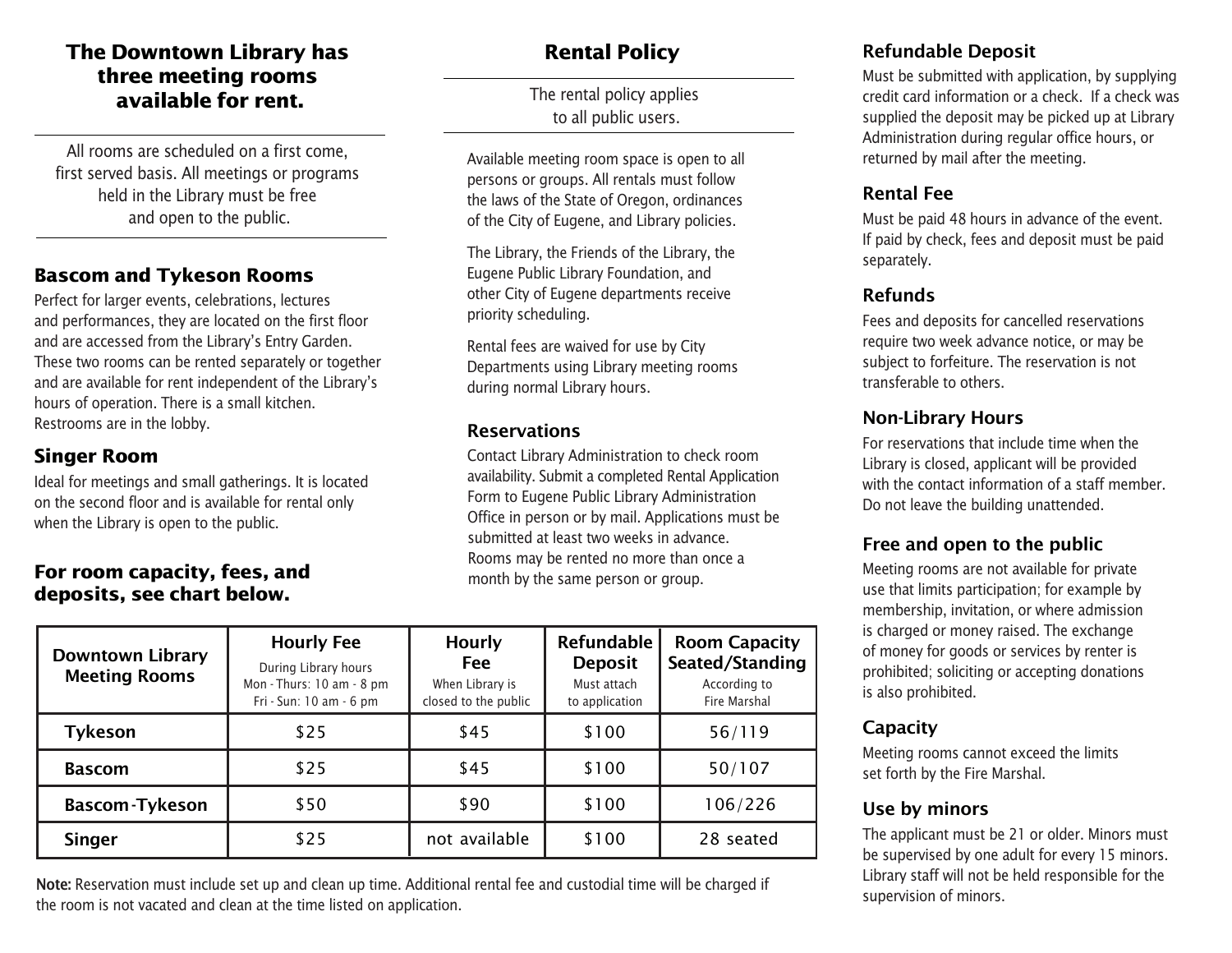## The Downtown Library has three meeting rooms available for rent.

All rooms are scheduled on a first come, first served basis. All meetings or programs held in the Library must be free and open to the public.

### Bascom and Tykeson Rooms

Perfect for larger events, celebrations, lectures and performances, they are located on the first floor and are accessed from the Library's Entry Garden. These two rooms can be rented separately or together and are available for rent independent of the Library's hours of operation. There is a small kitchen. Restrooms are in the lobby.

### Singer Room

Ideal for meetings and small gatherings. It is located on the second floor and is available for rental only when the Library is open to the public.

### For room capacity, fees, and deposits, see chart below.

| Downtown Library Meeting Rooms | Hourly Fee<br>During Library hours<br>Mon - Thurs: 10 am - 8 pm<br>Fri - Sun: 10 am - 6 pm | Hourly Fee<br>When Library is closed to the public | Refundable Deposit<br>Must attach to application | Room Capacity Seated/Standing<br>According to Fire Marshal |
|---|---|---|---|---|
| Tykeson | $25 | $45 | $100 | 56/119 |
| Bascom | $25 | $45 | $100 | 50/107 |
| Bascom-Tykeson | $50 | $90 | $100 | 106/226 |
| Singer | $25 | not available | $100 | 28 seated |

**Note:** Reservation must include set up and clean up time. Additional rental fee and custodial time will be charged if the room is not vacated and clean at the time listed on application.

## Rental Policy

The rental policy applies to all public users.

Available meeting room space is open to all persons or groups. All rentals must follow the laws of the State of Oregon, ordinances of the City of Eugene, and Library policies.

The Library, the Friends of the Library, the Eugene Public Library Foundation, and other City of Eugene departments receive priority scheduling.

Rental fees are waived for use by City Departments using Library meeting rooms during normal Library hours.

### Reservations

Contact Library Administration to check room availability. Submit a completed Rental Application Form to Eugene Public Library Administration Office in person or by mail. Applications must be submitted at least two weeks in advance. Rooms may be rented no more than once a month by the same person or group.

### Refundable Deposit

Must be submitted with application, by supplying credit card information or a check. If a check was supplied the deposit may be picked up at Library Administration during regular office hours, or returned by mail after the meeting.

### Rental Fee

Must be paid 48 hours in advance of the event. If paid by check, fees and deposit must be paid separately.

### Refunds

Fees and deposits for cancelled reservations require two week advance notice, or may be subject to forfeiture. The reservation is not transferable to others.

### Non-Library Hours

For reservations that include time when the Library is closed, applicant will be provided with the contact information of a staff member. Do not leave the building unattended.

### Free and open to the public

Meeting rooms are not available for private use that limits participation; for example by membership, invitation, or where admission is charged or money raised. The exchange of money for goods or services by renter is prohibited; soliciting or accepting donations is also prohibited.

### Capacity

Meeting rooms cannot exceed the limits set forth by the Fire Marshal.

### Use by minors

The applicant must be 21 or older. Minors must be supervised by one adult for every 15 minors. Library staff will not be held responsible for the supervision of minors.